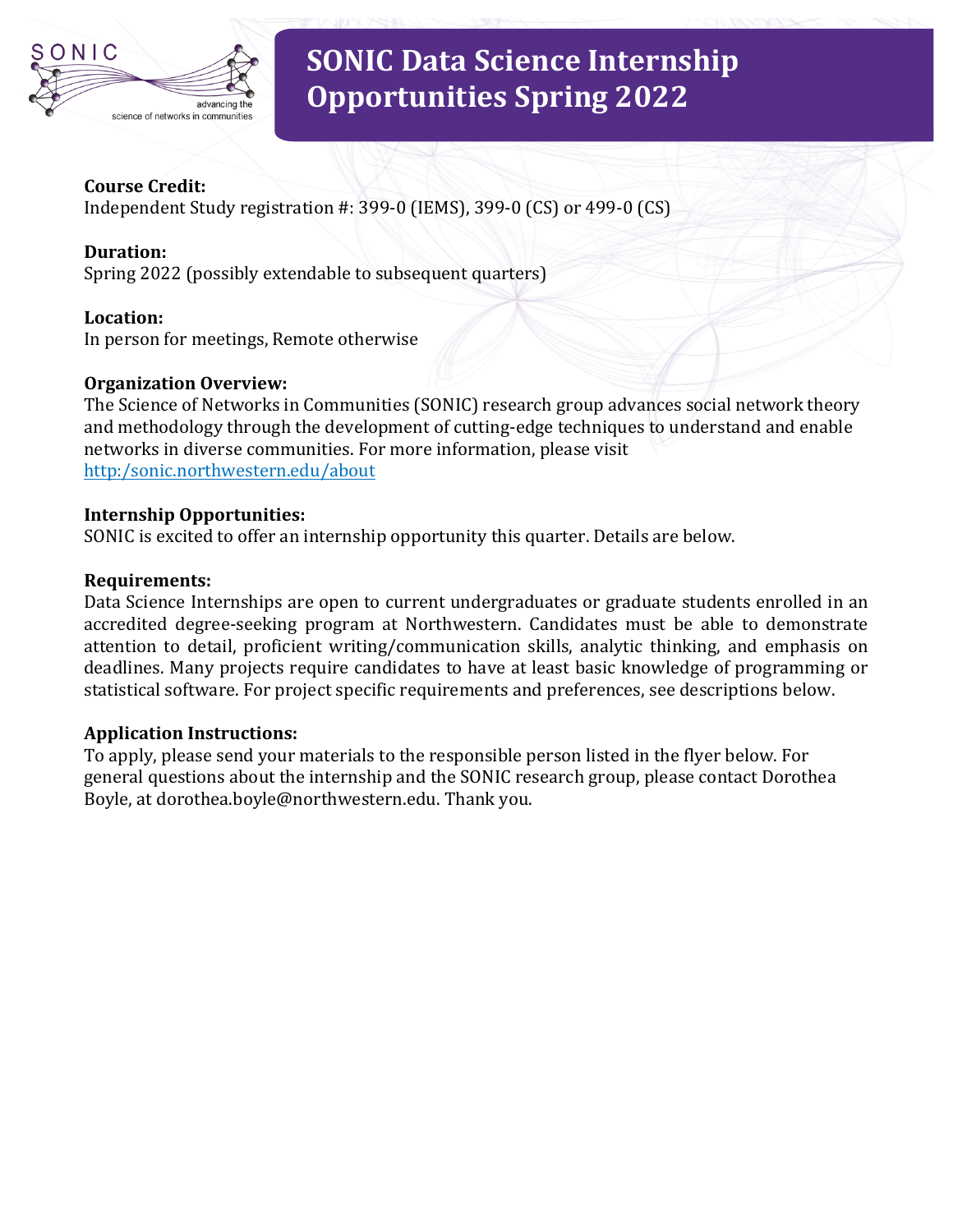# SONIC Data Science Internship Opportunities Spring 2022

**Course Credit:**
Independent Study registration #: 399-0 (IEMS), 399-0 (CS) or 499-0 (CS)

**Duration:**
Spring 2022 (possibly extendable to subsequent quarters)

**Location:**
In person for meetings, Remote otherwise

**Organization Overview:**
The Science of Networks in Communities (SONIC) research group advances social network theory and methodology through the development of cutting-edge techniques to understand and enable networks in diverse communities. For more information, please visit [http:/sonic.northwestern.edu/about](http:/sonic.northwestern.edu/about)

**Internship Opportunities:**
SONIC is excited to offer an internship opportunity this quarter. Details are below.

**Requirements:**
Data Science Internships are open to current undergraduates or graduate students enrolled in an accredited degree-seeking program at Northwestern. Candidates must be able to demonstrate attention to detail, proficient writing/communication skills, analytic thinking, and emphasis on deadlines. Many projects require candidates to have at least basic knowledge of programming or statistical software. For project specific requirements and preferences, see descriptions below.

**Application Instructions:**
To apply, please send your materials to the responsible person listed in the flyer below. For general questions about the internship and the SONIC research group, please contact Dorothea Boyle, at dorothea.boyle@northwestern.edu. Thank you.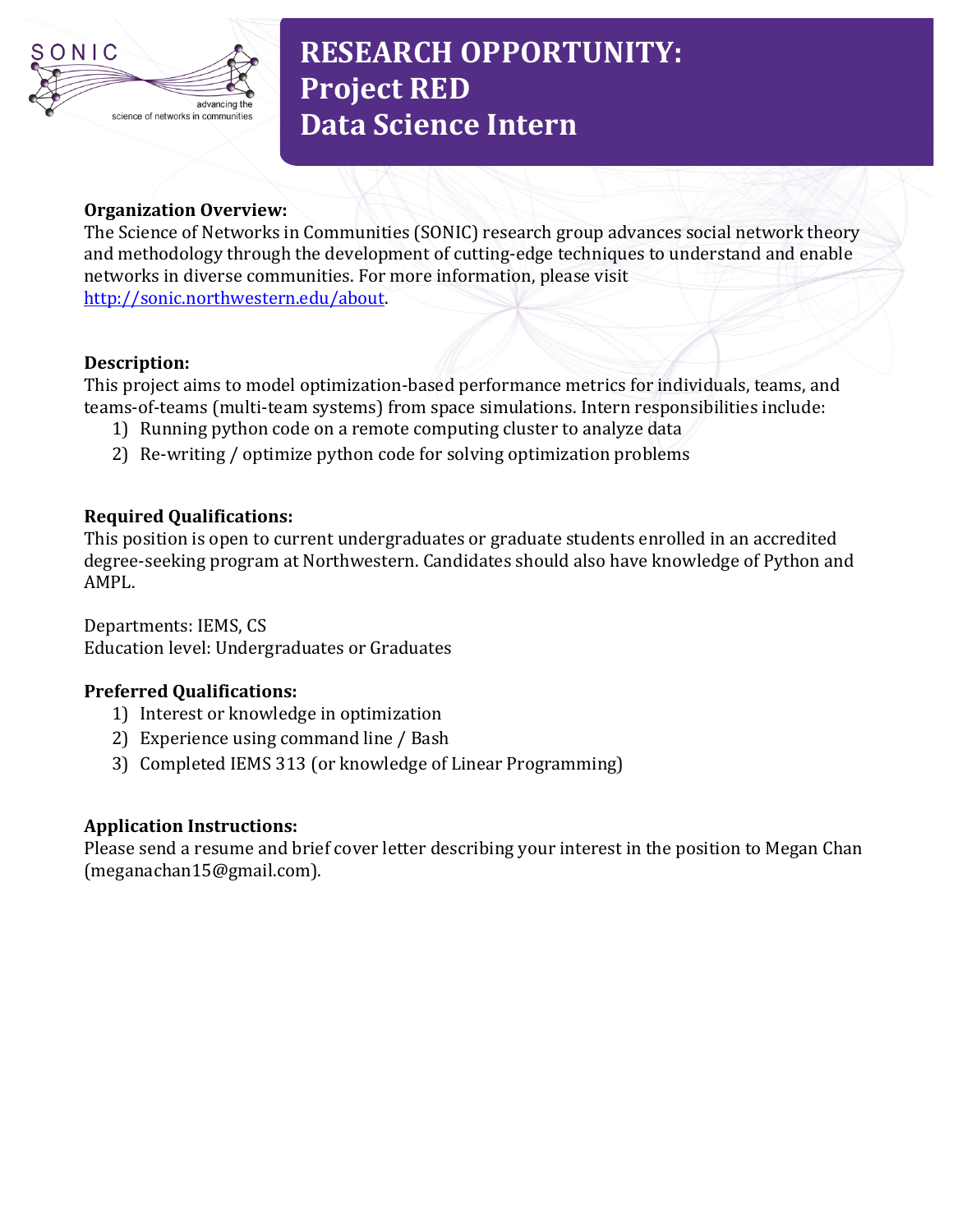SONIC

advancing the science of networks in communities

# RESEARCH OPPORTUNITY: Project RED Data Science Intern

**Organization Overview:**
The Science of Networks in Communities (SONIC) research group advances social network theory and methodology through the development of cutting-edge techniques to understand and enable networks in diverse communities. For more information, please visit [http://sonic.northwestern.edu/about](http://sonic.northwestern.edu/about).

**Description:**
This project aims to model optimization-based performance metrics for individuals, teams, and teams-of-teams (multi-team systems) from space simulations. Intern responsibilities include:

1) Running python code on a remote computing cluster to analyze data
2) Re-writing / optimize python code for solving optimization problems

**Required Qualifications:**
This position is open to current undergraduates or graduate students enrolled in an accredited degree-seeking program at Northwestern. Candidates should also have knowledge of Python and AMPL.

Departments: IEMS, CS
Education level: Undergraduates or Graduates

**Preferred Qualifications:**

1) Interest or knowledge in optimization
2) Experience using command line / Bash
3) Completed IEMS 313 (or knowledge of Linear Programming)

**Application Instructions:**
Please send a resume and brief cover letter describing your interest in the position to Megan Chan (meganachan15@gmail.com).